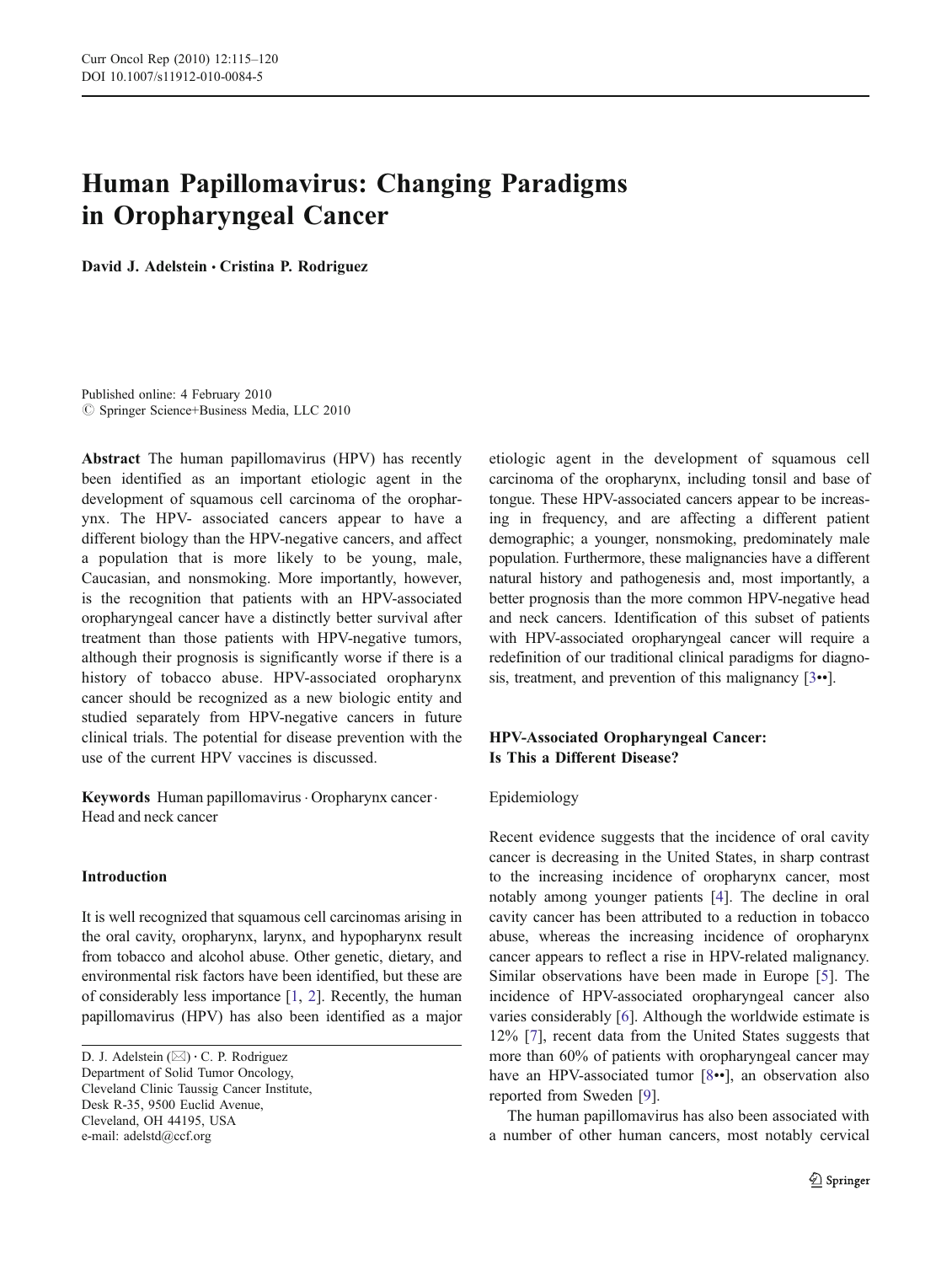# Human Papillomavirus: Changing Paradigms in Oropharyngeal Cancer

**David J. Adelstein · Cristina P. Rodriguez**

Published online: 4 February 2010
© Springer Science+Business Media, LLC 2010

**Abstract** The human papillomavirus (HPV) has recently been identified as an important etiologic agent in the development of squamous cell carcinoma of the oropharynx. The HPV- associated cancers appear to have a different biology than the HPV-negative cancers, and affect a population that is more likely to be young, male, Caucasian, and nonsmoking. More importantly, however, is the recognition that patients with an HPV-associated oropharyngeal cancer have a distinctly better survival after treatment than those patients with HPV-negative tumors, although their prognosis is significantly worse if there is a history of tobacco abuse. HPV-associated oropharynx cancer should be recognized as a new biologic entity and studied separately from HPV-negative cancers in future clinical trials. The potential for disease prevention with the use of the current HPV vaccines is discussed.

**Keywords** Human papillomavirus · Oropharynx cancer · Head and neck cancer

D. J. Adelstein (✉) · C. P. Rodriguez
Department of Solid Tumor Oncology,
Cleveland Clinic Taussig Cancer Institute,
Desk R-35, 9500 Euclid Avenue,
Cleveland, OH 44195, USA
e-mail: adelstd@ccf.org

## Introduction

It is well recognized that squamous cell carcinomas arising in the oral cavity, oropharynx, larynx, and hypopharynx result from tobacco and alcohol abuse. Other genetic, dietary, and environmental risk factors have been identified, but these are of considerably less importance [1, 2]. Recently, the human papillomavirus (HPV) has also been identified as a major etiologic agent in the development of squamous cell carcinoma of the oropharynx, including tonsil and base of tongue. These HPV-associated cancers appear to be increasing in frequency, and are affecting a different patient demographic; a younger, nonsmoking, predominately male population. Furthermore, these malignancies have a different natural history and pathogenesis and, most importantly, a better prognosis than the more common HPV-negative head and neck cancers. Identification of this subset of patients with HPV-associated oropharyngeal cancer will require a redefinition of our traditional clinical paradigms for diagnosis, treatment, and prevention of this malignancy [3••].

## HPV-Associated Oropharyngeal Cancer: Is This a Different Disease?

### Epidemiology

Recent evidence suggests that the incidence of oral cavity cancer is decreasing in the United States, in sharp contrast to the increasing incidence of oropharynx cancer, most notably among younger patients [4]. The decline in oral cavity cancer has been attributed to a reduction in tobacco abuse, whereas the increasing incidence of oropharynx cancer appears to reflect a rise in HPV-related malignancy. Similar observations have been made in Europe [5]. The incidence of HPV-associated oropharyngeal cancer also varies considerably [6]. Although the worldwide estimate is 12% [7], recent data from the United States suggests that more than 60% of patients with oropharyngeal cancer may have an HPV-associated tumor [8••], an observation also reported from Sweden [9].

The human papillomavirus has also been associated with a number of other human cancers, most notably cervical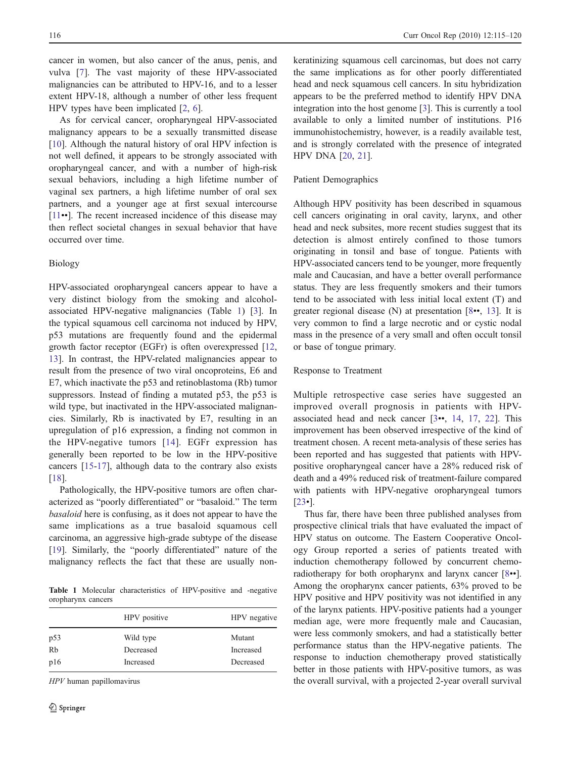cancer in women, but also cancer of the anus, penis, and vulva [7]. The vast majority of these HPV-associated malignancies can be attributed to HPV-16, and to a lesser extent HPV-18, although a number of other less frequent HPV types have been implicated [2, 6].

As for cervical cancer, oropharyngeal HPV-associated malignancy appears to be a sexually transmitted disease [10]. Although the natural history of oral HPV infection is not well defined, it appears to be strongly associated with oropharyngeal cancer, and with a number of high-risk sexual behaviors, including a high lifetime number of vaginal sex partners, a high lifetime number of oral sex partners, and a younger age at first sexual intercourse [11••]. The recent increased incidence of this disease may then reflect societal changes in sexual behavior that have occurred over time.

### Biology

HPV-associated oropharyngeal cancers appear to have a very distinct biology from the smoking and alcohol-associated HPV-negative malignancies (Table 1) [3]. In the typical squamous cell carcinoma not induced by HPV, p53 mutations are frequently found and the epidermal growth factor receptor (EGFr) is often overexpressed [12, 13]. In contrast, the HPV-related malignancies appear to result from the presence of two viral oncoproteins, E6 and E7, which inactivate the p53 and retinoblastoma (Rb) tumor suppressors. Instead of finding a mutated p53, the p53 is wild type, but inactivated in the HPV-associated malignancies. Similarly, Rb is inactivated by E7, resulting in an upregulation of p16 expression, a finding not common in the HPV-negative tumors [14]. EGFr expression has generally been reported to be low in the HPV-positive cancers [15-17], although data to the contrary also exists [18].

Pathologically, the HPV-positive tumors are often characterized as "poorly differentiated" or "basaloid." The term *basaloid* here is confusing, as it does not appear to have the same implications as a true basaloid squamous cell carcinoma, an aggressive high-grade subtype of the disease [19]. Similarly, the "poorly differentiated" nature of the malignancy reflects the fact that these are usually non-keratinizing squamous cell carcinomas, but does not carry the same implications as for other poorly differentiated head and neck squamous cell cancers. In situ hybridization appears to be the preferred method to identify HPV DNA integration into the host genome [3]. This is currently a tool available to only a limited number of institutions. P16 immunohistochemistry, however, is a readily available test, and is strongly correlated with the presence of integrated HPV DNA [20, 21].

**Table 1** Molecular characteristics of HPV-positive and -negative oropharynx cancers

| | HPV positive | HPV negative |
|---|---|---|
| p53 | Wild type | Mutant |
| Rb | Decreased | Increased |
| p16 | Increased | Decreased |

*HPV* human papillomavirus

### Patient Demographics

Although HPV positivity has been described in squamous cell cancers originating in oral cavity, larynx, and other head and neck subsites, more recent studies suggest that its detection is almost entirely confined to those tumors originating in tonsil and base of tongue. Patients with HPV-associated cancers tend to be younger, more frequently male and Caucasian, and have a better overall performance status. They are less frequently smokers and their tumors tend to be associated with less initial local extent (T) and greater regional disease (N) at presentation [8••, 13]. It is very common to find a large necrotic and or cystic nodal mass in the presence of a very small and often occult tonsil or base of tongue primary.

### Response to Treatment

Multiple retrospective case series have suggested an improved overall prognosis in patients with HPV-associated head and neck cancer [3••, 14, 17, 22]. This improvement has been observed irrespective of the kind of treatment chosen. A recent meta-analysis of these series has been reported and has suggested that patients with HPV-positive oropharyngeal cancer have a 28% reduced risk of death and a 49% reduced risk of treatment-failure compared with patients with HPV-negative oropharyngeal tumors [23•].

Thus far, there have been three published analyses from prospective clinical trials that have evaluated the impact of HPV status on outcome. The Eastern Cooperative Oncology Group reported a series of patients treated with induction chemotherapy followed by concurrent chemoradiotherapy for both oropharynx and larynx cancer [8••]. Among the oropharynx cancer patients, 63% proved to be HPV positive and HPV positivity was not identified in any of the larynx patients. HPV-positive patients had a younger median age, were more frequently male and Caucasian, were less commonly smokers, and had a statistically better performance status than the HPV-negative patients. The response to induction chemotherapy proved statistically better in those patients with HPV-positive tumors, as was the overall survival, with a projected 2-year overall survival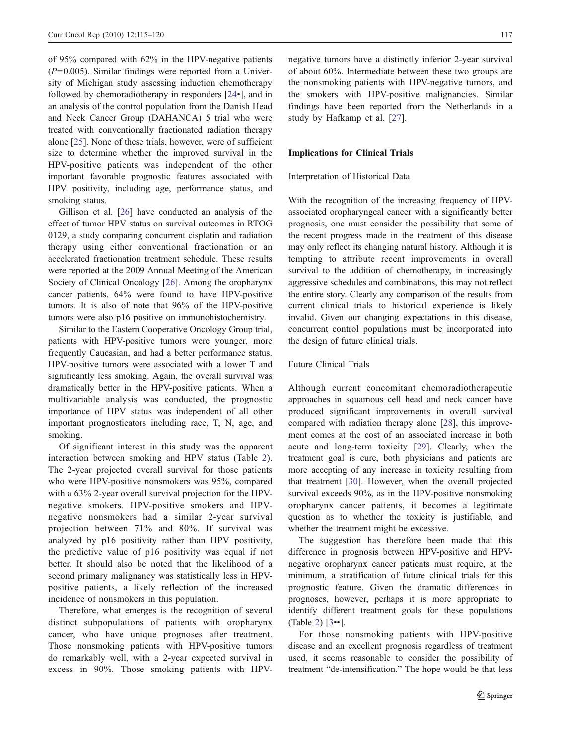of 95% compared with 62% in the HPV-negative patients ($P$=0.005). Similar findings were reported from a University of Michigan study assessing induction chemotherapy followed by chemoradiotherapy in responders [24•], and in an analysis of the control population from the Danish Head and Neck Cancer Group (DAHANCA) 5 trial who were treated with conventionally fractionated radiation therapy alone [25]. None of these trials, however, were of sufficient size to determine whether the improved survival in the HPV-positive patients was independent of the other important favorable prognostic features associated with HPV positivity, including age, performance status, and smoking status.

Gillison et al. [26] have conducted an analysis of the effect of tumor HPV status on survival outcomes in RTOG 0129, a study comparing concurrent cisplatin and radiation therapy using either conventional fractionation or an accelerated fractionation treatment schedule. These results were reported at the 2009 Annual Meeting of the American Society of Clinical Oncology [26]. Among the oropharynx cancer patients, 64% were found to have HPV-positive tumors. It is also of note that 96% of the HPV-positive tumors were also p16 positive on immunohistochemistry.

Similar to the Eastern Cooperative Oncology Group trial, patients with HPV-positive tumors were younger, more frequently Caucasian, and had a better performance status. HPV-positive tumors were associated with a lower T and significantly less smoking. Again, the overall survival was dramatically better in the HPV-positive patients. When a multivariable analysis was conducted, the prognostic importance of HPV status was independent of all other important prognosticators including race, T, N, age, and smoking.

Of significant interest in this study was the apparent interaction between smoking and HPV status (Table 2). The 2-year projected overall survival for those patients who were HPV-positive nonsmokers was 95%, compared with a 63% 2-year overall survival projection for the HPV-negative smokers. HPV-positive smokers and HPV-negative nonsmokers had a similar 2-year survival projection between 71% and 80%. If survival was analyzed by p16 positivity rather than HPV positivity, the predictive value of p16 positivity was equal if not better. It should also be noted that the likelihood of a second primary malignancy was statistically less in HPV-positive patients, a likely reflection of the increased incidence of nonsmokers in this population.

Therefore, what emerges is the recognition of several distinct subpopulations of patients with oropharynx cancer, who have unique prognoses after treatment. Those nonsmoking patients with HPV-positive tumors do remarkably well, with a 2-year expected survival in excess in 90%. Those smoking patients with HPV-negative tumors have a distinctly inferior 2-year survival of about 60%. Intermediate between these two groups are the nonsmoking patients with HPV-negative tumors, and the smokers with HPV-positive malignancies. Similar findings have been reported from the Netherlands in a study by Hafkamp et al. [27].

## Implications for Clinical Trials

### Interpretation of Historical Data

With the recognition of the increasing frequency of HPV-associated oropharyngeal cancer with a significantly better prognosis, one must consider the possibility that some of the recent progress made in the treatment of this disease may only reflect its changing natural history. Although it is tempting to attribute recent improvements in overall survival to the addition of chemotherapy, in increasingly aggressive schedules and combinations, this may not reflect the entire story. Clearly any comparison of the results from current clinical trials to historical experience is likely invalid. Given our changing expectations in this disease, concurrent control populations must be incorporated into the design of future clinical trials.

### Future Clinical Trials

Although current concomitant chemoradiotherapeutic approaches in squamous cell head and neck cancer have produced significant improvements in overall survival compared with radiation therapy alone [28], this improvement comes at the cost of an associated increase in both acute and long-term toxicity [29]. Clearly, when the treatment goal is cure, both physicians and patients are more accepting of any increase in toxicity resulting from that treatment [30]. However, when the overall projected survival exceeds 90%, as in the HPV-positive nonsmoking oropharynx cancer patients, it becomes a legitimate question as to whether the toxicity is justifiable, and whether the treatment might be excessive.

The suggestion has therefore been made that this difference in prognosis between HPV-positive and HPV-negative oropharynx cancer patients must require, at the minimum, a stratification of future clinical trials for this prognostic feature. Given the dramatic differences in prognoses, however, perhaps it is more appropriate to identify different treatment goals for these populations (Table 2) [3••].

For those nonsmoking patients with HPV-positive disease and an excellent prognosis regardless of treatment used, it seems reasonable to consider the possibility of treatment "de-intensification." The hope would be that less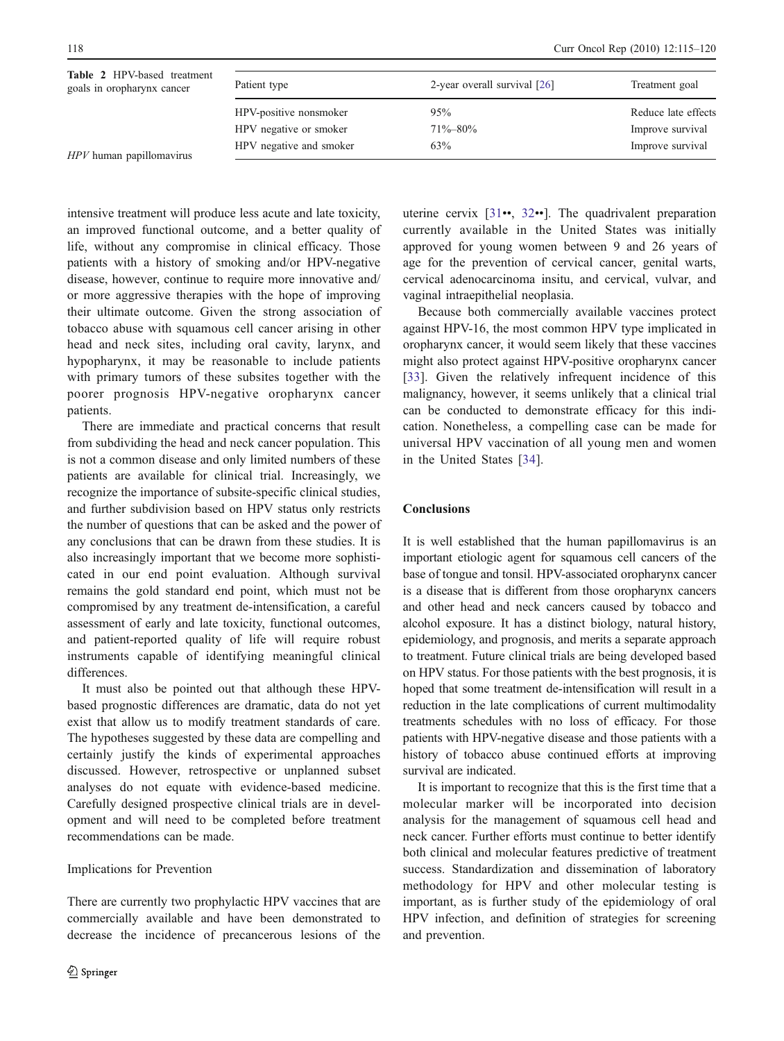**Table 2** HPV-based treatment goals in oropharynx cancer

| Patient type | 2-year overall survival [26] | Treatment goal |
| --- | --- | --- |
| HPV-positive nonsmoker | 95% | Reduce late effects |
| HPV negative or smoker | 71%–80% | Improve survival |
| HPV negative and smoker | 63% | Improve survival |

*HPV* human papillomavirus

intensive treatment will produce less acute and late toxicity, an improved functional outcome, and a better quality of life, without any compromise in clinical efficacy. Those patients with a history of smoking and/or HPV-negative disease, however, continue to require more innovative and/ or more aggressive therapies with the hope of improving their ultimate outcome. Given the strong association of tobacco abuse with squamous cell cancer arising in other head and neck sites, including oral cavity, larynx, and hypopharynx, it may be reasonable to include patients with primary tumors of these subsites together with the poorer prognosis HPV-negative oropharynx cancer patients.

There are immediate and practical concerns that result from subdividing the head and neck cancer population. This is not a common disease and only limited numbers of these patients are available for clinical trial. Increasingly, we recognize the importance of subsite-specific clinical studies, and further subdivision based on HPV status only restricts the number of questions that can be asked and the power of any conclusions that can be drawn from these studies. It is also increasingly important that we become more sophisticated in our end point evaluation. Although survival remains the gold standard end point, which must not be compromised by any treatment de-intensification, a careful assessment of early and late toxicity, functional outcomes, and patient-reported quality of life will require robust instruments capable of identifying meaningful clinical differences.

It must also be pointed out that although these HPV-based prognostic differences are dramatic, data do not yet exist that allow us to modify treatment standards of care. The hypotheses suggested by these data are compelling and certainly justify the kinds of experimental approaches discussed. However, retrospective or unplanned subset analyses do not equate with evidence-based medicine. Carefully designed prospective clinical trials are in development and will need to be completed before treatment recommendations can be made.

## Implications for Prevention

There are currently two prophylactic HPV vaccines that are commercially available and have been demonstrated to decrease the incidence of precancerous lesions of the uterine cervix [31••, 32••]. The quadrivalent preparation currently available in the United States was initially approved for young women between 9 and 26 years of age for the prevention of cervical cancer, genital warts, cervical adenocarcinoma insitu, and cervical, vulvar, and vaginal intraepithelial neoplasia.

Because both commercially available vaccines protect against HPV-16, the most common HPV type implicated in oropharynx cancer, it would seem likely that these vaccines might also protect against HPV-positive oropharynx cancer [33]. Given the relatively infrequent incidence of this malignancy, however, it seems unlikely that a clinical trial can be conducted to demonstrate efficacy for this indication. Nonetheless, a compelling case can be made for universal HPV vaccination of all young men and women in the United States [34].

## Conclusions

It is well established that the human papillomavirus is an important etiologic agent for squamous cell cancers of the base of tongue and tonsil. HPV-associated oropharynx cancer is a disease that is different from those oropharynx cancers and other head and neck cancers caused by tobacco and alcohol exposure. It has a distinct biology, natural history, epidemiology, and prognosis, and merits a separate approach to treatment. Future clinical trials are being developed based on HPV status. For those patients with the best prognosis, it is hoped that some treatment de-intensification will result in a reduction in the late complications of current multimodality treatments schedules with no loss of efficacy. For those patients with HPV-negative disease and those patients with a history of tobacco abuse continued efforts at improving survival are indicated.

It is important to recognize that this is the first time that a molecular marker will be incorporated into decision analysis for the management of squamous cell head and neck cancer. Further efforts must continue to better identify both clinical and molecular features predictive of treatment success. Standardization and dissemination of laboratory methodology for HPV and other molecular testing is important, as is further study of the epidemiology of oral HPV infection, and definition of strategies for screening and prevention.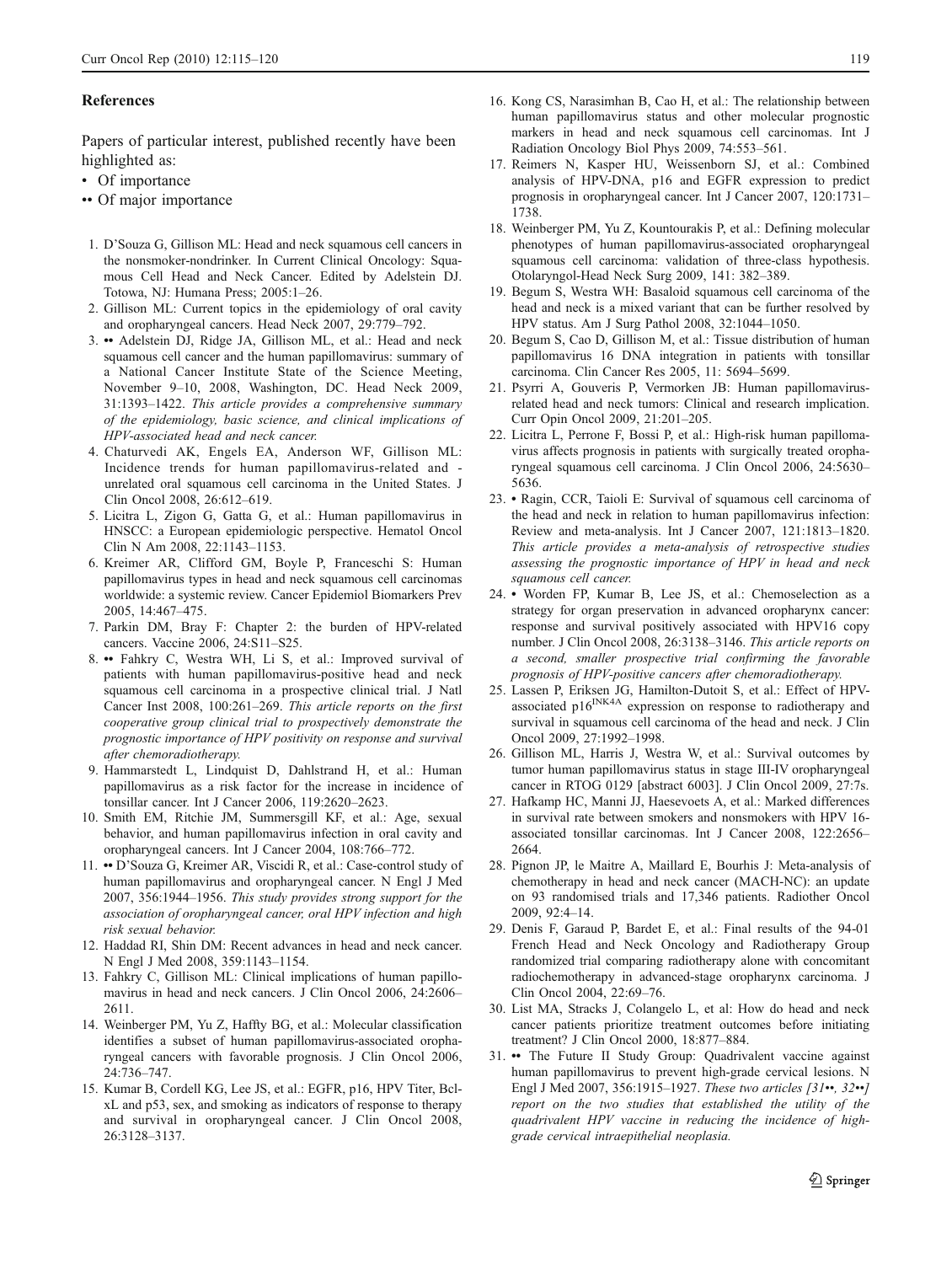## References

Papers of particular interest, published recently have been highlighted as:

- Of importance
- •• Of major importance

1. D'Souza G, Gillison ML: Head and neck squamous cell cancers in the nonsmoker-nondrinker. In Current Clinical Oncology: Squamous Cell Head and Neck Cancer. Edited by Adelstein DJ. Totowa, NJ: Humana Press; 2005:1–26.
2. Gillison ML: Current topics in the epidemiology of oral cavity and oropharyngeal cancers. Head Neck 2007, 29:779–792.
3. •• Adelstein DJ, Ridge JA, Gillison ML, et al.: Head and neck squamous cell cancer and the human papillomavirus: summary of a National Cancer Institute State of the Science Meeting, November 9–10, 2008, Washington, DC. Head Neck 2009, 31:1393–1422. *This article provides a comprehensive summary of the epidemiology, basic science, and clinical implications of HPV-associated head and neck cancer.*
4. Chaturvedi AK, Engels EA, Anderson WF, Gillison ML: Incidence trends for human papillomavirus-related and -unrelated oral squamous cell carcinoma in the United States. J Clin Oncol 2008, 26:612–619.
5. Licitra L, Zigon G, Gatta G, et al.: Human papillomavirus in HNSCC: a European epidemiologic perspective. Hematol Oncol Clin N Am 2008, 22:1143–1153.
6. Kreimer AR, Clifford GM, Boyle P, Franceschi S: Human papillomavirus types in head and neck squamous cell carcinomas worldwide: a systemic review. Cancer Epidemiol Biomarkers Prev 2005, 14:467–475.
7. Parkin DM, Bray F: Chapter 2: the burden of HPV-related cancers. Vaccine 2006, 24:S11–S25.
8. •• Fahkry C, Westra WH, Li S, et al.: Improved survival of patients with human papillomavirus-positive head and neck squamous cell carcinoma in a prospective clinical trial. J Natl Cancer Inst 2008, 100:261–269. *This article reports on the first cooperative group clinical trial to prospectively demonstrate the prognostic importance of HPV positivity on response and survival after chemoradiotherapy.*
9. Hammarstedt L, Lindquist D, Dahlstrand H, et al.: Human papillomavirus as a risk factor for the increase in incidence of tonsillar cancer. Int J Cancer 2006, 119:2620–2623.
10. Smith EM, Ritchie JM, Summersgill KF, et al.: Age, sexual behavior, and human papillomavirus infection in oral cavity and oropharyngeal cancers. Int J Cancer 2004, 108:766–772.
11. •• D'Souza G, Kreimer AR, Viscidi R, et al.: Case-control study of human papillomavirus and oropharyngeal cancer. N Engl J Med 2007, 356:1944–1956. *This study provides strong support for the association of oropharyngeal cancer, oral HPV infection and high risk sexual behavior.*
12. Haddad RI, Shin DM: Recent advances in head and neck cancer. N Engl J Med 2008, 359:1143–1154.
13. Fahkry C, Gillison ML: Clinical implications of human papillomavirus in head and neck cancers. J Clin Oncol 2006, 24:2606–2611.
14. Weinberger PM, Yu Z, Haffty BG, et al.: Molecular classification identifies a subset of human papillomavirus-associated oropharyngeal cancers with favorable prognosis. J Clin Oncol 2006, 24:736–747.
15. Kumar B, Cordell KG, Lee JS, et al.: EGFR, p16, HPV Titer, Bcl-xL and p53, sex, and smoking as indicators of response to therapy and survival in oropharyngeal cancer. J Clin Oncol 2008, 26:3128–3137.
16. Kong CS, Narasimhan B, Cao H, et al.: The relationship between human papillomavirus status and other molecular prognostic markers in head and neck squamous cell carcinomas. Int J Radiation Oncology Biol Phys 2009, 74:553–561.
17. Reimers N, Kasper HU, Weissenborn SJ, et al.: Combined analysis of HPV-DNA, p16 and EGFR expression to predict prognosis in oropharyngeal cancer. Int J Cancer 2007, 120:1731–1738.
18. Weinberger PM, Yu Z, Kountourakis P, et al.: Defining molecular phenotypes of human papillomavirus-associated oropharyngeal squamous cell carcinoma: validation of three-class hypothesis. Otolaryngol-Head Neck Surg 2009, 141: 382–389.
19. Begum S, Westra WH: Basaloid squamous cell carcinoma of the head and neck is a mixed variant that can be further resolved by HPV status. Am J Surg Pathol 2008, 32:1044–1050.
20. Begum S, Cao D, Gillison M, et al.: Tissue distribution of human papillomavirus 16 DNA integration in patients with tonsillar carcinoma. Clin Cancer Res 2005, 11: 5694–5699.
21. Psyrri A, Gouveris P, Vermorken JB: Human papillomavirus-related head and neck tumors: Clinical and research implication. Curr Opin Oncol 2009, 21:201–205.
22. Licitra L, Perrone F, Bossi P, et al.: High-risk human papillomavirus affects prognosis in patients with surgically treated oropharyngeal squamous cell carcinoma. J Clin Oncol 2006, 24:5630–5636.
23. • Ragin, CCR, Taioli E: Survival of squamous cell carcinoma of the head and neck in relation to human papillomavirus infection: Review and meta-analysis. Int J Cancer 2007, 121:1813–1820. *This article provides a meta-analysis of retrospective studies assessing the prognostic importance of HPV in head and neck squamous cell cancer.*
24. • Worden FP, Kumar B, Lee JS, et al.: Chemoselection as a strategy for organ preservation in advanced oropharynx cancer: response and survival positively associated with HPV16 copy number. J Clin Oncol 2008, 26:3138–3146. *This article reports on a second, smaller prospective trial confirming the favorable prognosis of HPV-positive cancers after chemoradiotherapy.*
25. Lassen P, Eriksen JG, Hamilton-Dutoit S, et al.: Effect of HPV-associated p16$^{INK4A}$ expression on response to radiotherapy and survival in squamous cell carcinoma of the head and neck. J Clin Oncol 2009, 27:1992–1998.
26. Gillison ML, Harris J, Westra W, et al.: Survival outcomes by tumor human papillomavirus status in stage III-IV oropharyngeal cancer in RTOG 0129 [abstract 6003]. J Clin Oncol 2009, 27:7s.
27. Hafkamp HC, Manni JJ, Haesevoets A, et al.: Marked differences in survival rate between smokers and nonsmokers with HPV 16-associated tonsillar carcinomas. Int J Cancer 2008, 122:2656–2664.
28. Pignon JP, le Maitre A, Maillard E, Bourhis J: Meta-analysis of chemotherapy in head and neck cancer (MACH-NC): an update on 93 randomised trials and 17,346 patients. Radiother Oncol 2009, 92:4–14.
29. Denis F, Garaud P, Bardet E, et al.: Final results of the 94-01 French Head and Neck Oncology and Radiotherapy Group randomized trial comparing radiotherapy alone with concomitant radiochemotherapy in advanced-stage oropharynx carcinoma. J Clin Oncol 2004, 22:69–76.
30. List MA, Stracks J, Colangelo L, et al: How do head and neck cancer patients prioritize treatment outcomes before initiating treatment? J Clin Oncol 2000, 18:877–884.
31. •• The Future II Study Group: Quadrivalent vaccine against human papillomavirus to prevent high-grade cervical lesions. N Engl J Med 2007, 356:1915–1927. *These two articles [31••, 32••] report on the two studies that established the utility of the quadrivalent HPV vaccine in reducing the incidence of high-grade cervical intraepithelial neoplasia.*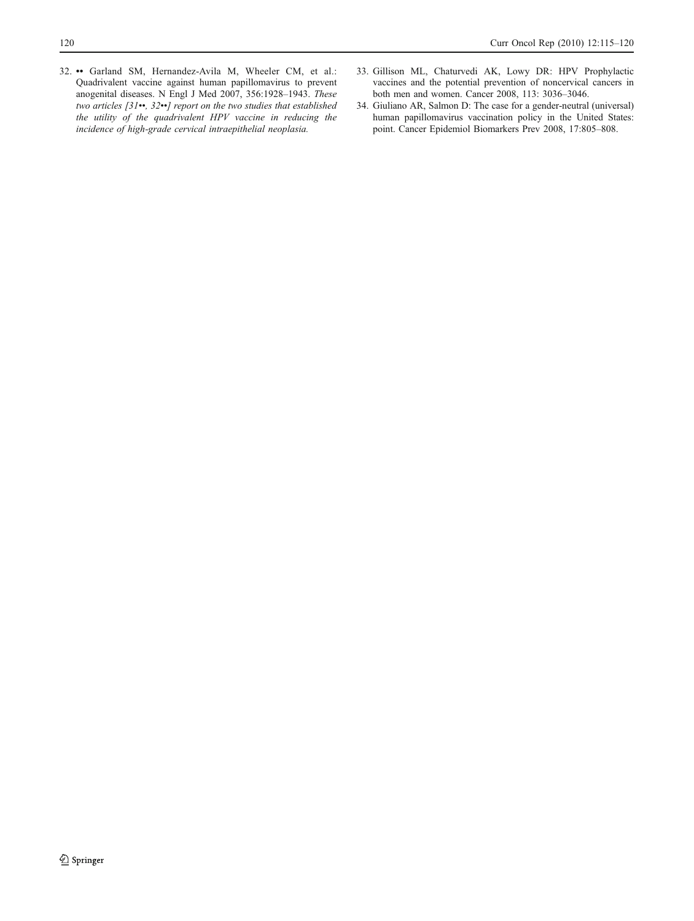32. •• Garland SM, Hernandez-Avila M, Wheeler CM, et al.: Quadrivalent vaccine against human papillomavirus to prevent anogenital diseases. N Engl J Med 2007, 356:1928–1943. *These two articles [31••, 32••] report on the two studies that established the utility of the quadrivalent HPV vaccine in reducing the incidence of high-grade cervical intraepithelial neoplasia.*
33. Gillison ML, Chaturvedi AK, Lowy DR: HPV Prophylactic vaccines and the potential prevention of noncervical cancers in both men and women. Cancer 2008, 113: 3036–3046.
34. Giuliano AR, Salmon D: The case for a gender-neutral (universal) human papillomavirus vaccination policy in the United States: point. Cancer Epidemiol Biomarkers Prev 2008, 17:805–808.